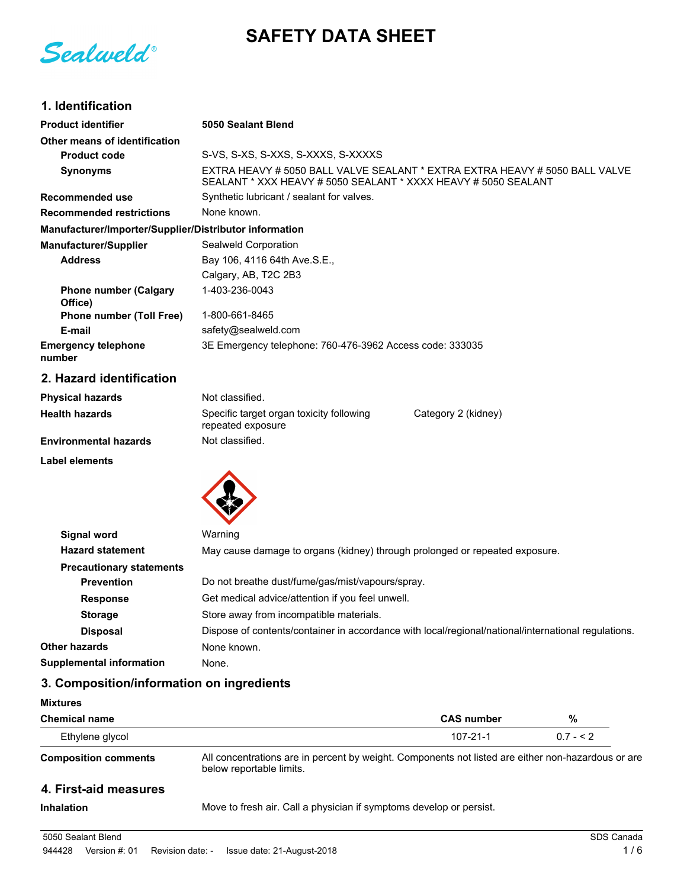# SAFETY DATA SHEET

## 1. Identification

**Product identifier** 5050 Sealant Blend

**Other means of identification**

**Product code** S-VS, S-XS, S-XXS, S-XXXS, S-XXXXS

**Synonyms** EXTRA HEAVY # 5050 BALL VALVE SEALANT * EXTRA EXTRA HEAVY # 5050 BALL VALVE SEALANT * XXX HEAVY # 5050 SEALANT * XXXX HEAVY # 5050 SEALANT

**Recommended use** Synthetic lubricant / sealant for valves.

**Recommended restrictions** None known.

**Manufacturer/Importer/Supplier/Distributor information**

**Manufacturer/Supplier** Sealweld Corporation

**Address** Bay 106, 4116 64th Ave.S.E., Calgary, AB, T2C 2B3

**Phone number (Calgary Office)** 1-403-236-0043

**Phone number (Toll Free)** 1-800-661-8465

**E-mail** safety@sealweld.com

**Emergency telephone number** 3E Emergency telephone: 760-476-3962 Access code: 333035

## 2. Hazard identification

**Physical hazards** Not classified.

**Health hazards** Specific target organ toxicity following repeated exposure — Category 2 (kidney)

**Environmental hazards** Not classified.

**Label elements**

**Signal word** Warning

**Hazard statement** May cause damage to organs (kidney) through prolonged or repeated exposure.

**Precautionary statements**

**Prevention** Do not breathe dust/fume/gas/mist/vapours/spray.

**Response** Get medical advice/attention if you feel unwell.

**Storage** Store away from incompatible materials.

**Disposal** Dispose of contents/container in accordance with local/regional/national/international regulations.

**Other hazards** None known.

**Supplemental information** None.

## 3. Composition/information on ingredients

**Mixtures**

| Chemical name | CAS number | % |
|---|---|---|
| Ethylene glycol | 107-21-1 | 0.7 - < 2 |

**Composition comments** All concentrations are in percent by weight. Components not listed are either non-hazardous or are below reportable limits.

## 4. First-aid measures

**Inhalation** Move to fresh air. Call a physician if symptoms develop or persist.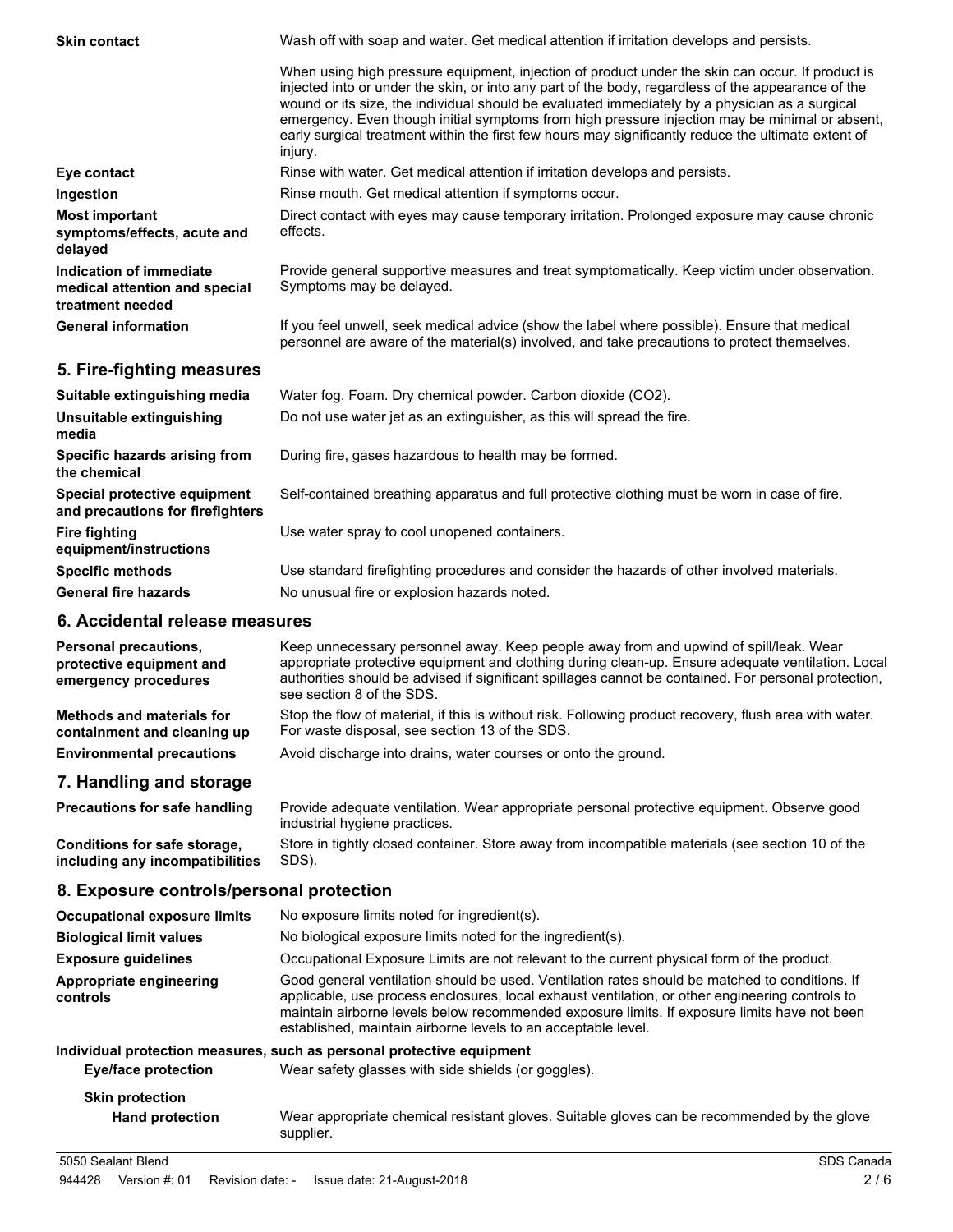**Skin contact** Wash off with soap and water. Get medical attention if irritation develops and persists.

When using high pressure equipment, injection of product under the skin can occur. If product is injected into or under the skin, or into any part of the body, regardless of the appearance of the wound or its size, the individual should be evaluated immediately by a physician as a surgical emergency. Even though initial symptoms from high pressure injection may be minimal or absent, early surgical treatment within the first few hours may significantly reduce the ultimate extent of injury.

**Eye contact** Rinse with water. Get medical attention if irritation develops and persists.

**Ingestion** Rinse mouth. Get medical attention if symptoms occur.

**Most important symptoms/effects, acute and delayed** Direct contact with eyes may cause temporary irritation. Prolonged exposure may cause chronic effects.

**Indication of immediate medical attention and special treatment needed** Provide general supportive measures and treat symptomatically. Keep victim under observation. Symptoms may be delayed.

**General information** If you feel unwell, seek medical advice (show the label where possible). Ensure that medical personnel are aware of the material(s) involved, and take precautions to protect themselves.

## 5. Fire-fighting measures

**Suitable extinguishing media** Water fog. Foam. Dry chemical powder. Carbon dioxide ($CO_2$).

**Unsuitable extinguishing media** Do not use water jet as an extinguisher, as this will spread the fire.

**Specific hazards arising from the chemical** During fire, gases hazardous to health may be formed.

**Special protective equipment and precautions for firefighters** Self-contained breathing apparatus and full protective clothing must be worn in case of fire.

**Fire fighting equipment/instructions** Use water spray to cool unopened containers.

**Specific methods** Use standard firefighting procedures and consider the hazards of other involved materials.

**General fire hazards** No unusual fire or explosion hazards noted.

## 6. Accidental release measures

**Personal precautions, protective equipment and emergency procedures** Keep unnecessary personnel away. Keep people away from and upwind of spill/leak. Wear appropriate protective equipment and clothing during clean-up. Ensure adequate ventilation. Local authorities should be advised if significant spillages cannot be contained. For personal protection, see section 8 of the SDS.

**Methods and materials for containment and cleaning up** Stop the flow of material, if this is without risk. Following product recovery, flush area with water. For waste disposal, see section 13 of the SDS.

**Environmental precautions** Avoid discharge into drains, water courses or onto the ground.

## 7. Handling and storage

**Precautions for safe handling** Provide adequate ventilation. Wear appropriate personal protective equipment. Observe good industrial hygiene practices.

**Conditions for safe storage, including any incompatibilities** Store in tightly closed container. Store away from incompatible materials (see section 10 of the SDS).

## 8. Exposure controls/personal protection

**Occupational exposure limits** No exposure limits noted for ingredient(s).

**Biological limit values** No biological exposure limits noted for the ingredient(s).

**Exposure guidelines** Occupational Exposure Limits are not relevant to the current physical form of the product.

**Appropriate engineering controls** Good general ventilation should be used. Ventilation rates should be matched to conditions. If applicable, use process enclosures, local exhaust ventilation, or other engineering controls to maintain airborne levels below recommended exposure limits. If exposure limits have not been established, maintain airborne levels to an acceptable level.

**Individual protection measures, such as personal protective equipment**

**Eye/face protection** Wear safety glasses with side shields (or goggles).

**Skin protection**

**Hand protection** Wear appropriate chemical resistant gloves. Suitable gloves can be recommended by the glove supplier.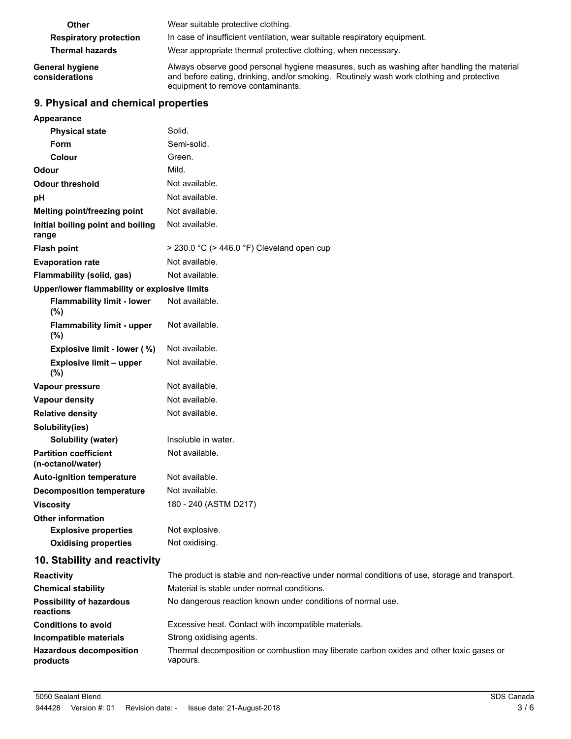| | |
|---|---|
| **Other** | Wear suitable protective clothing. |
| **Respiratory protection** | In case of insufficient ventilation, wear suitable respiratory equipment. |
| **Thermal hazards** | Wear appropriate thermal protective clothing, when necessary. |
| **General hygiene considerations** | Always observe good personal hygiene measures, such as washing after handling the material and before eating, drinking, and/or smoking. Routinely wash work clothing and protective equipment to remove contaminants. |

## 9. Physical and chemical properties

| | |
|---|---|
| **Appearance** | |
| **Physical state** | Solid. |
| **Form** | Semi-solid. |
| **Colour** | Green. |
| **Odour** | Mild. |
| **Odour threshold** | Not available. |
| **pH** | Not available. |
| **Melting point/freezing point** | Not available. |
| **Initial boiling point and boiling range** | Not available. |
| **Flash point** | > 230.0 °C (> 446.0 °F) Cleveland open cup |
| **Evaporation rate** | Not available. |
| **Flammability (solid, gas)** | Not available. |
| **Upper/lower flammability or explosive limits** | |
| **Flammability limit - lower (%)** | Not available. |
| **Flammability limit - upper (%)** | Not available. |
| **Explosive limit - lower ( %)** | Not available. |
| **Explosive limit – upper (%)** | Not available. |
| **Vapour pressure** | Not available. |
| **Vapour density** | Not available. |
| **Relative density** | Not available. |
| **Solubility(ies)** | |
| **Solubility (water)** | Insoluble in water. |
| **Partition coefficient (n-octanol/water)** | Not available. |
| **Auto-ignition temperature** | Not available. |
| **Decomposition temperature** | Not available. |
| **Viscosity** | 180 - 240 (ASTM D217) |
| **Other information** | |
| **Explosive properties** | Not explosive. |
| **Oxidising properties** | Not oxidising. |

## 10. Stability and reactivity

| | |
|---|---|
| **Reactivity** | The product is stable and non-reactive under normal conditions of use, storage and transport. |
| **Chemical stability** | Material is stable under normal conditions. |
| **Possibility of hazardous reactions** | No dangerous reaction known under conditions of normal use. |
| **Conditions to avoid** | Excessive heat. Contact with incompatible materials. |
| **Incompatible materials** | Strong oxidising agents. |
| **Hazardous decomposition products** | Thermal decomposition or combustion may liberate carbon oxides and other toxic gases or vapours. |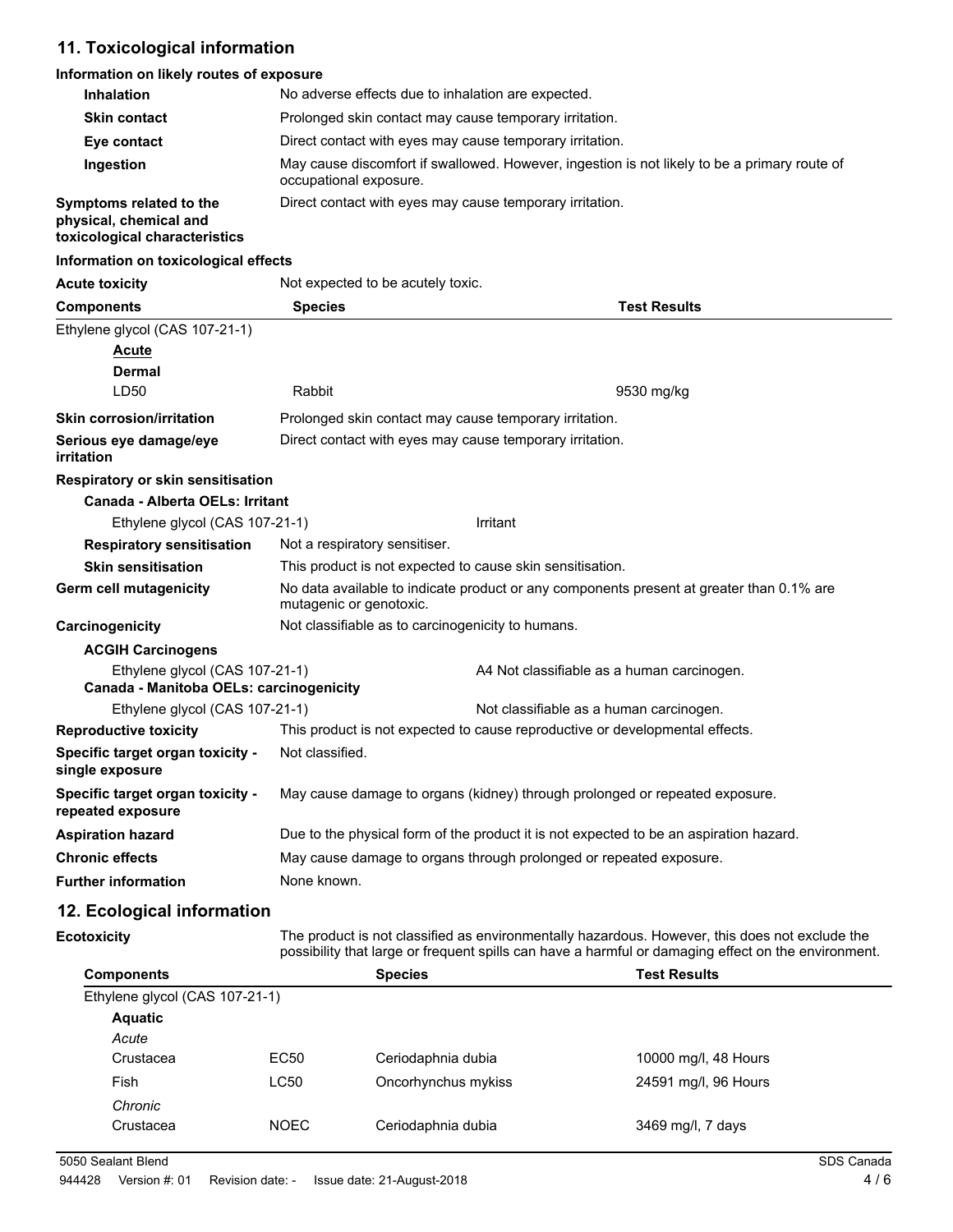## 11. Toxicological information

**Information on likely routes of exposure**

| | |
|---|---|
| **Inhalation** | No adverse effects due to inhalation are expected. |
| **Skin contact** | Prolonged skin contact may cause temporary irritation. |
| **Eye contact** | Direct contact with eyes may cause temporary irritation. |
| **Ingestion** | May cause discomfort if swallowed. However, ingestion is not likely to be a primary route of occupational exposure. |
| **Symptoms related to the physical, chemical and toxicological characteristics** | Direct contact with eyes may cause temporary irritation. |

**Information on toxicological effects**

**Acute toxicity** Not expected to be acutely toxic.

| Components | Species | Test Results |
|---|---|---|
| Ethylene glycol (CAS 107-21-1) | | |
| **Acute** | | |
| **Dermal** | | |
| LD50 | Rabbit | 9530 mg/kg |

| | |
|---|---|
| **Skin corrosion/irritation** | Prolonged skin contact may cause temporary irritation. |
| **Serious eye damage/eye irritation** | Direct contact with eyes may cause temporary irritation. |

**Respiratory or skin sensitisation**

**Canada - Alberta OELs: Irritant**

| | |
|---|---|
| Ethylene glycol (CAS 107-21-1) | Irritant |

| | |
|---|---|
| **Respiratory sensitisation** | Not a respiratory sensitiser. |
| **Skin sensitisation** | This product is not expected to cause skin sensitisation. |
| **Germ cell mutagenicity** | No data available to indicate product or any components present at greater than 0.1% are mutagenic or genotoxic. |
| **Carcinogenicity** | Not classifiable as to carcinogenicity to humans. |

**ACGIH Carcinogens**

| | |
|---|---|
| Ethylene glycol (CAS 107-21-1) | A4 Not classifiable as a human carcinogen. |

**Canada - Manitoba OELs: carcinogenicity**

| | |
|---|---|
| Ethylene glycol (CAS 107-21-1) | Not classifiable as a human carcinogen. |

| | |
|---|---|
| **Reproductive toxicity** | This product is not expected to cause reproductive or developmental effects. |
| **Specific target organ toxicity - single exposure** | Not classified. |
| **Specific target organ toxicity - repeated exposure** | May cause damage to organs (kidney) through prolonged or repeated exposure. |
| **Aspiration hazard** | Due to the physical form of the product it is not expected to be an aspiration hazard. |
| **Chronic effects** | May cause damage to organs through prolonged or repeated exposure. |
| **Further information** | None known. |

## 12. Ecological information

**Ecotoxicity** The product is not classified as environmentally hazardous. However, this does not exclude the possibility that large or frequent spills can have a harmful or damaging effect on the environment.

| Components | | Species | Test Results |
|---|---|---|---|
| Ethylene glycol (CAS 107-21-1) | | | |
| **Aquatic** | | | |
| *Acute* | | | |
| Crustacea | EC50 | Ceriodaphnia dubia | 10000 mg/l, 48 Hours |
| Fish | LC50 | Oncorhynchus mykiss | 24591 mg/l, 96 Hours |
| *Chronic* | | | |
| Crustacea | NOEC | Ceriodaphnia dubia | 3469 mg/l, 7 days |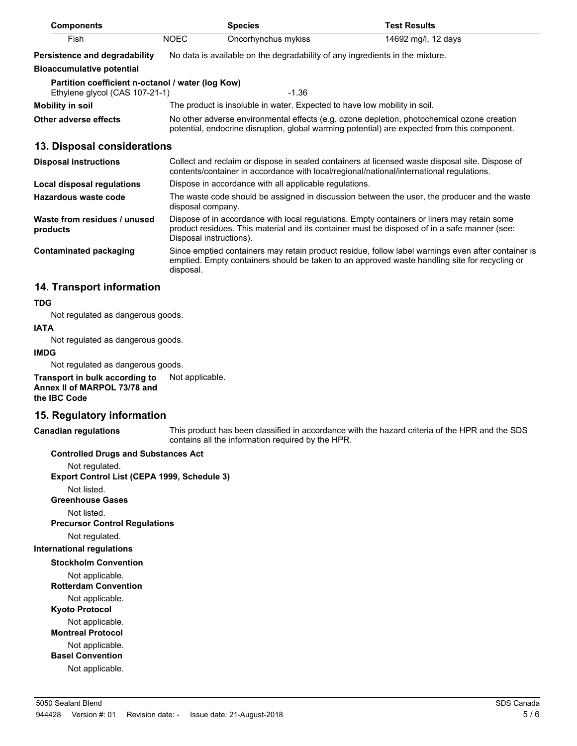| Components | | Species | Test Results |
| --- | --- | --- | --- |
| Fish | NOEC | Oncorhynchus mykiss | 14692 mg/l, 12 days |

**Persistence and degradability** No data is available on the degradability of any ingredients in the mixture.

**Bioaccumulative potential**

**Partition coefficient n-octanol / water (log Kow)**

Ethylene glycol (CAS 107-21-1) -1.36

**Mobility in soil** The product is insoluble in water. Expected to have low mobility in soil.

**Other adverse effects** No other adverse environmental effects (e.g. ozone depletion, photochemical ozone creation potential, endocrine disruption, global warming potential) are expected from this component.

## 13. Disposal considerations

**Disposal instructions** Collect and reclaim or dispose in sealed containers at licensed waste disposal site. Dispose of contents/container in accordance with local/regional/national/international regulations.

**Local disposal regulations** Dispose in accordance with all applicable regulations.

**Hazardous waste code** The waste code should be assigned in discussion between the user, the producer and the waste disposal company.

**Waste from residues / unused products** Dispose of in accordance with local regulations. Empty containers or liners may retain some product residues. This material and its container must be disposed of in a safe manner (see: Disposal instructions).

**Contaminated packaging** Since emptied containers may retain product residue, follow label warnings even after container is emptied. Empty containers should be taken to an approved waste handling site for recycling or disposal.

## 14. Transport information

**TDG**

Not regulated as dangerous goods.

**IATA**

Not regulated as dangerous goods.

**IMDG**

Not regulated as dangerous goods.

**Transport in bulk according to Annex II of MARPOL 73/78 and the IBC Code** Not applicable.

## 15. Regulatory information

**Canadian regulations** This product has been classified in accordance with the hazard criteria of the HPR and the SDS contains all the information required by the HPR.

**Controlled Drugs and Substances Act**

Not regulated.

**Export Control List (CEPA 1999, Schedule 3)**

Not listed.

**Greenhouse Gases**

Not listed.

**Precursor Control Regulations**

Not regulated.

**International regulations**

**Stockholm Convention**

Not applicable.

**Rotterdam Convention**

Not applicable.

**Kyoto Protocol**

Not applicable.

**Montreal Protocol**

Not applicable.

**Basel Convention**

Not applicable.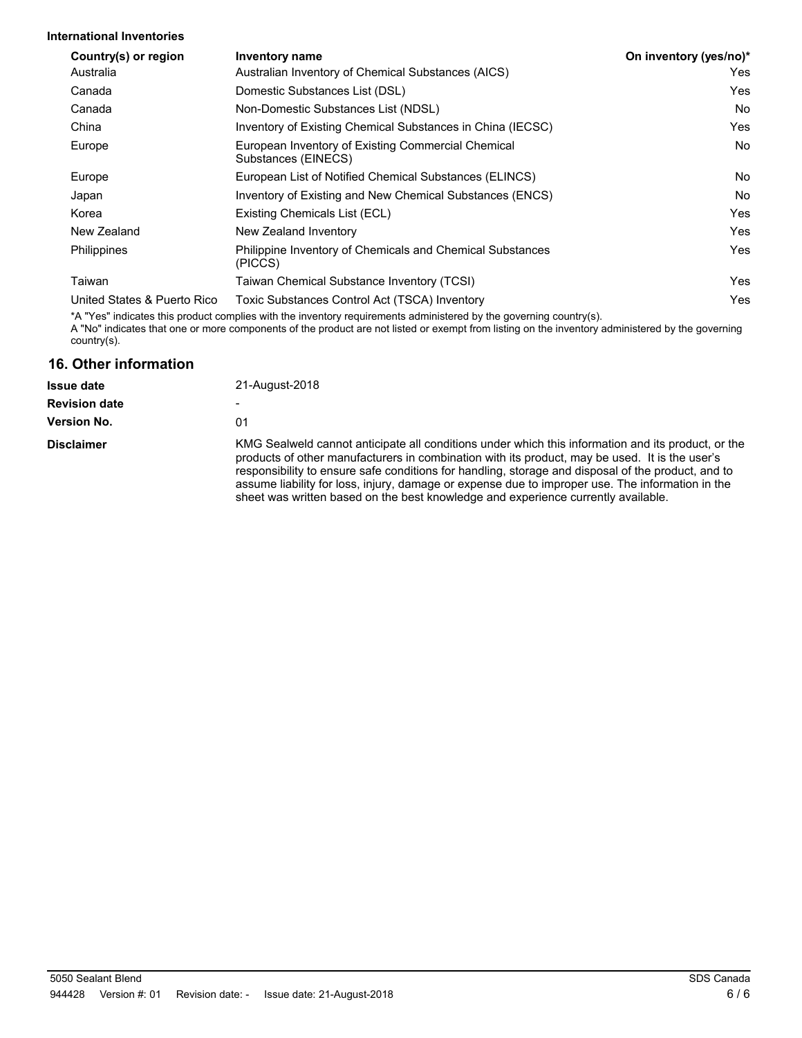**International Inventories**

| Country(s) or region | Inventory name | On inventory (yes/no)* |
| --- | --- | --- |
| Australia | Australian Inventory of Chemical Substances (AICS) | Yes |
| Canada | Domestic Substances List (DSL) | Yes |
| Canada | Non-Domestic Substances List (NDSL) | No |
| China | Inventory of Existing Chemical Substances in China (IECSC) | Yes |
| Europe | European Inventory of Existing Commercial Chemical Substances (EINECS) | No |
| Europe | European List of Notified Chemical Substances (ELINCS) | No |
| Japan | Inventory of Existing and New Chemical Substances (ENCS) | No |
| Korea | Existing Chemicals List (ECL) | Yes |
| New Zealand | New Zealand Inventory | Yes |
| Philippines | Philippine Inventory of Chemicals and Chemical Substances (PICCS) | Yes |
| Taiwan | Taiwan Chemical Substance Inventory (TCSI) | Yes |
| United States & Puerto Rico | Toxic Substances Control Act (TSCA) Inventory | Yes |

*A "Yes" indicates this product complies with the inventory requirements administered by the governing country(s).
A "No" indicates that one or more components of the product are not listed or exempt from listing on the inventory administered by the governing country(s).

## 16. Other information

**Issue date** 21-August-2018

**Revision date** -

**Version No.** 01

**Disclaimer** KMG Sealweld cannot anticipate all conditions under which this information and its product, or the products of other manufacturers in combination with its product, may be used. It is the user's responsibility to ensure safe conditions for handling, storage and disposal of the product, and to assume liability for loss, injury, damage or expense due to improper use. The information in the sheet was written based on the best knowledge and experience currently available.